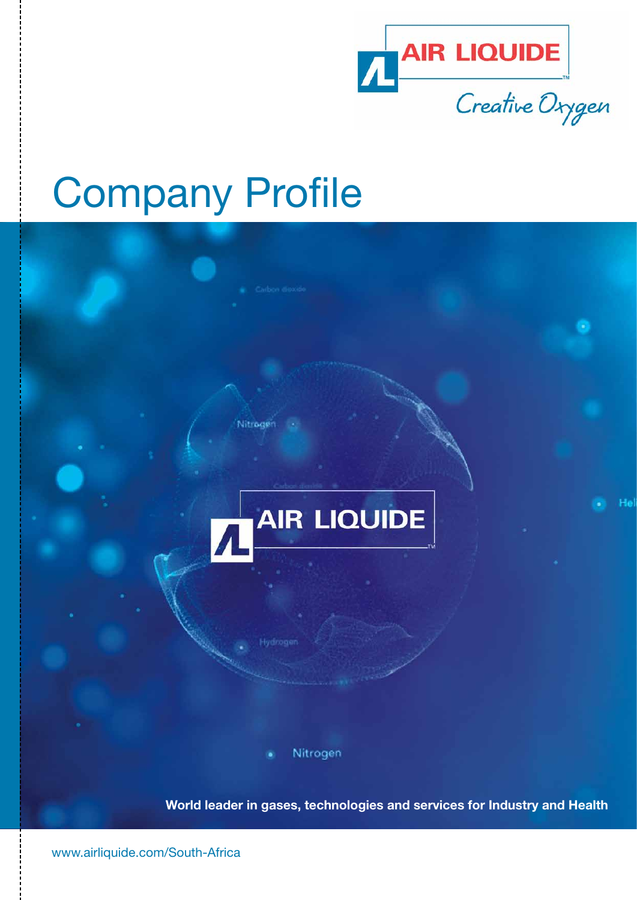AIR LIQUIDE

Creative Oxygen

# Company Profile

AIR LIQUIDE

**World leader in gases, technologies and services for Industry and Health**

www.airliquide.com/South-Africa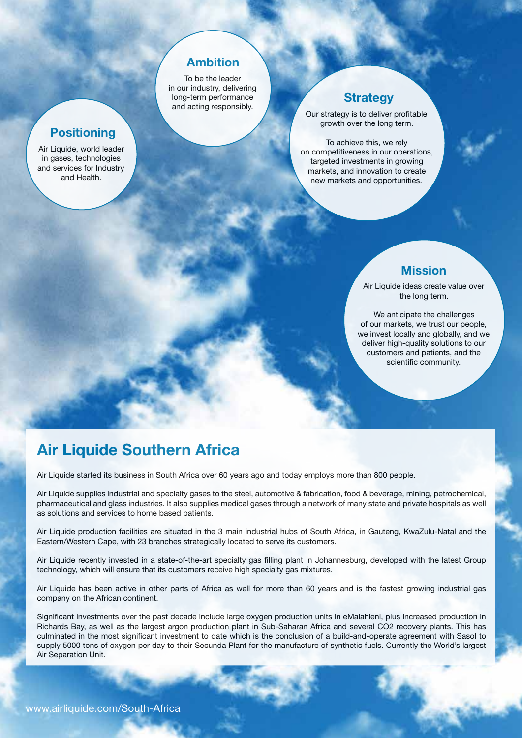## Ambition

To be the leader in our industry, delivering long-term performance and acting responsibly.

## Positioning

Air Liquide, world leader in gases, technologies and services for Industry and Health.

## Strategy

Our strategy is to deliver profitable growth over the long term.

To achieve this, we rely on competitiveness in our operations, targeted investments in growing markets, and innovation to create new markets and opportunities.

## Mission

Air Liquide ideas create value over the long term.

We anticipate the challenges of our markets, we trust our people, we invest locally and globally, and we deliver high-quality solutions to our customers and patients, and the scientific community.

# Air Liquide Southern Africa

Air Liquide started its business in South Africa over 60 years ago and today employs more than 800 people.

Air Liquide supplies industrial and specialty gases to the steel, automotive & fabrication, food & beverage, mining, petrochemical, pharmaceutical and glass industries. It also supplies medical gases through a network of many state and private hospitals as well as solutions and services to home based patients.

Air Liquide production facilities are situated in the 3 main industrial hubs of South Africa, in Gauteng, KwaZulu-Natal and the Eastern/Western Cape, with 23 branches strategically located to serve its customers.

Air Liquide recently invested in a state-of-the-art specialty gas filling plant in Johannesburg, developed with the latest Group technology, which will ensure that its customers receive high specialty gas mixtures.

Air Liquide has been active in other parts of Africa as well for more than 60 years and is the fastest growing industrial gas company on the African continent.

Significant investments over the past decade include large oxygen production units in eMalahleni, plus increased production in Richards Bay, as well as the largest argon production plant in Sub-Saharan Africa and several $CO_2$ recovery plants. This has culminated in the most significant investment to date which is the conclusion of a build-and-operate agreement with Sasol to supply 5000 tons of oxygen per day to their Secunda Plant for the manufacture of synthetic fuels. Currently the World's largest Air Separation Unit.

www.airliquide.com/South-Africa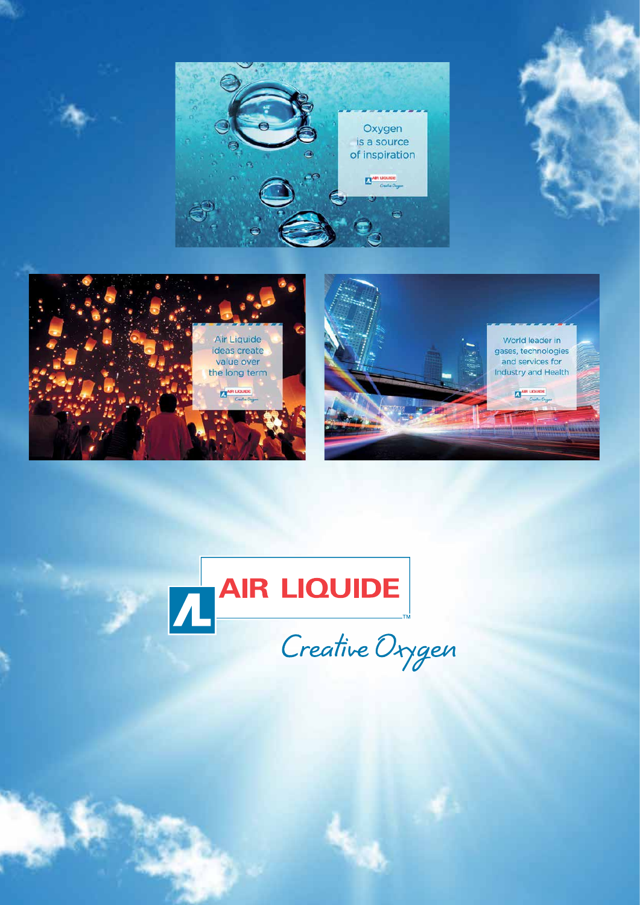Oxygen is a source of inspiration

Air Liquide ideas create value over the long term

World leader in gases, technologies and services for Industry and Health

AIR LIQUIDE

Creative Oxygen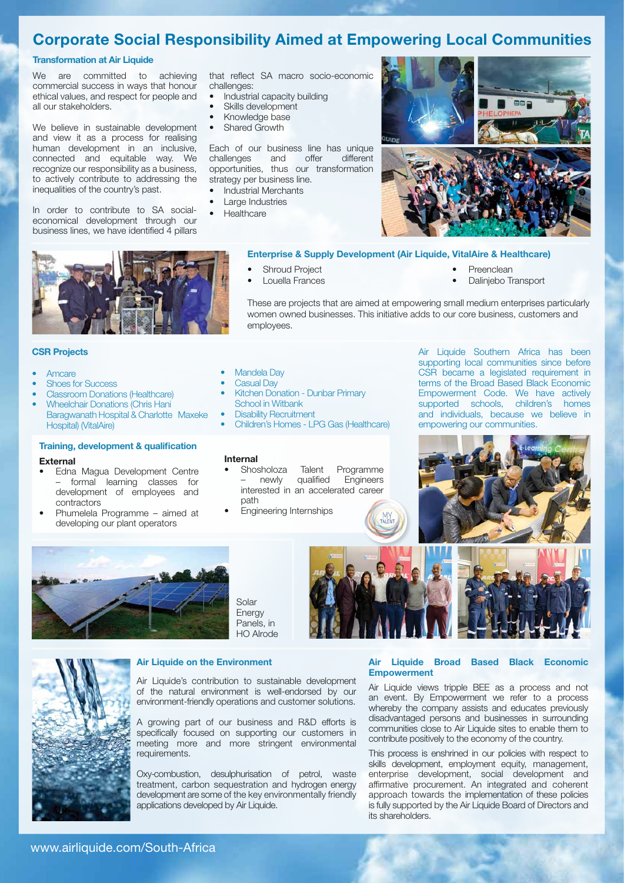# Corporate Social Responsibility Aimed at Empowering Local Communities

### Transformation at Air Liquide

We are committed to achieving commercial success in ways that honour ethical values, and respect for people and all our stakeholders.

We believe in sustainable development and view it as a process for realising human development in an inclusive, connected and equitable way. We recognize our responsibility as a business, to actively contribute to addressing the inequalities of the country's past.

In order to contribute to SA social-economical development through our business lines, we have identified 4 pillars that reflect SA macro socio-economic challenges:

- Industrial capacity building
- Skills development
- Knowledge base
- Shared Growth

Each of our business line has unique challenges and offer different opportunities, thus our transformation strategy per business line.

- Industrial Merchants
- Large Industries
- Healthcare

### Enterprise & Supply Development (Air Liquide, VitalAire & Healthcare)

- Shroud Project
- Louella Frances
- Preenclean
- Dalinjebo Transport

These are projects that are aimed at empowering small medium enterprises particularly women owned businesses. This initiative adds to our core business, customers and employees.

### CSR Projects

- Amcare
- Shoes for Success
- Classroom Donations (Healthcare)
- Wheelchair Donations (Chris Hani Baragwanath Hospital & Charlotte Maxeke Hospital) (VitalAire)
- Mandela Day
- Casual Day
- Kitchen Donation - Dunbar Primary School in Witbank
- Disability Recruitment
- Children's Homes - LPG Gas (Healthcare)

Air Liquide Southern Africa has been supporting local communities since before CSR became a legislated requirement in terms of the Broad Based Black Economic Empowerment Code. We have actively supported schools, children's homes and individuals, because we believe in empowering our communities.

### Training, development & qualification

**External**

- Edna Magua Development Centre – formal learning classes for development of employees and contractors
- Phumelela Programme – aimed at developing our plant operators

**Internal**

- Shosholoza Talent Programme – newly qualified Engineers interested in an accelerated career path
- Engineering Internships

Solar Energy Panels, in HO Alrode

### Air Liquide on the Environment

Air Liquide's contribution to sustainable development of the natural environment is well-endorsed by our environment-friendly operations and customer solutions.

A growing part of our business and R&D efforts is specifically focused on supporting our customers in meeting more and more stringent environmental requirements.

Oxy-combustion, desulphurisation of petrol, waste treatment, carbon sequestration and hydrogen energy development are some of the key environmentally friendly applications developed by Air Liquide.

### Air Liquide Broad Based Black Economic Empowerment

Air Liquide views tripple BEE as a process and not an event. By Empowerment we refer to a process whereby the company assists and educates previously disadvantaged persons and businesses in surrounding communities close to Air Liquide sites to enable them to contribute positively to the economy of the country.

This process is enshrined in our policies with respect to skills development, employment equity, management, enterprise development, social development and affirmative procurement. An integrated and coherent approach towards the implementation of these policies is fully supported by the Air Liquide Board of Directors and its shareholders.

www.airliquide.com/South-Africa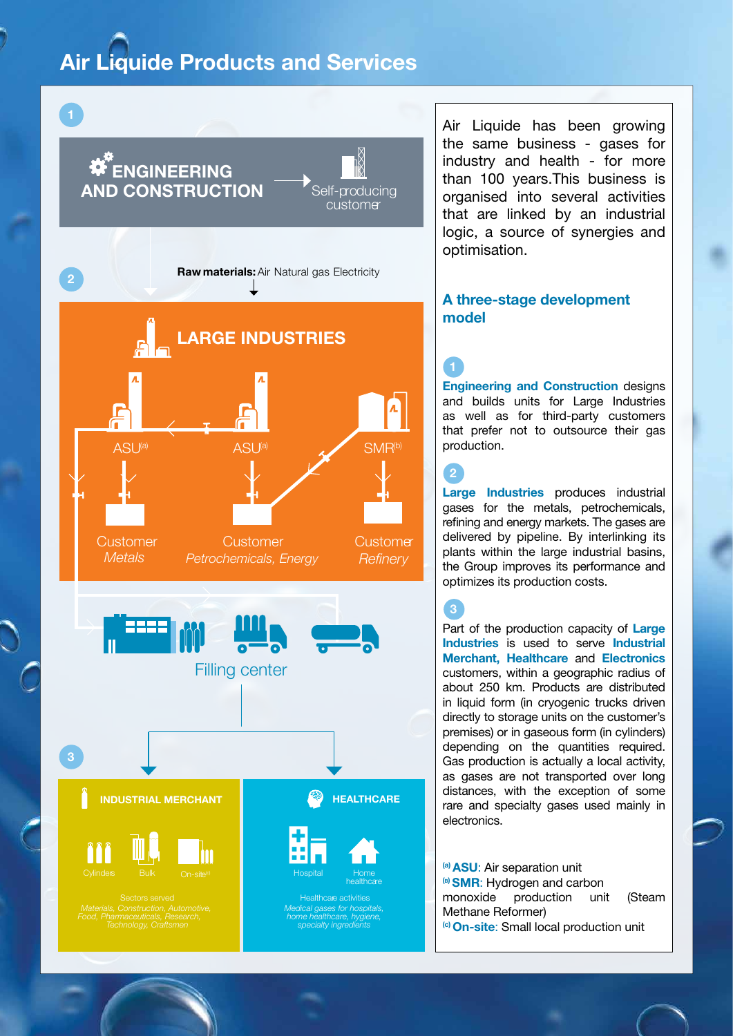# Air Liquide Products and Services

1

ENGINEERING AND CONSTRUCTION

Self-producing customer

2

**Raw materials:** Air Natural gas Electricity

LARGE INDUSTRIES

ASU[a]

ASU[a]

SMR[b]

Customer
*Metals*

Customer
*Petrochemicals, Energy*

Customer
*Refinery*

Filling center

3

INDUSTRIAL MERCHANT

Cylinders Bulk On-site[c]

Sectors served
*Materials, Construction, Automotive, Food, Pharmaceuticals, Research, Technology, Craftsmen*

HEALTHCARE

Hospital Home healthcare

Healthcare activities
*Medical gases for hospitals, home healthcare, hygiene, specialty ingredients*

Air Liquide has been growing the same business - gases for industry and health - for more than 100 years.This business is organised into several activities that are linked by an industrial logic, a source of synergies and optimisation.

## A three-stage development model

1

**Engineering and Construction** designs and builds units for Large Industries as well as for third-party customers that prefer not to outsource their gas production.

2

**Large Industries** produces industrial gases for the metals, petrochemicals, refining and energy markets. The gases are delivered by pipeline. By interlinking its plants within the large industrial basins, the Group improves its performance and optimizes its production costs.

3

Part of the production capacity of **Large Industries** is used to serve **Industrial Merchant, Healthcare** and **Electronics** customers, within a geographic radius of about 250 km. Products are distributed in liquid form (in cryogenic trucks driven directly to storage units on the customer's premises) or in gaseous form (in cylinders) depending on the quantities required. Gas production is actually a local activity, as gases are not transported over long distances, with the exception of some rare and specialty gases used mainly in electronics.

[a] **ASU**: Air separation unit
[b] **SMR**: Hydrogen and carbon monoxide production unit (Steam Methane Reformer)
[c] **On-site**: Small local production unit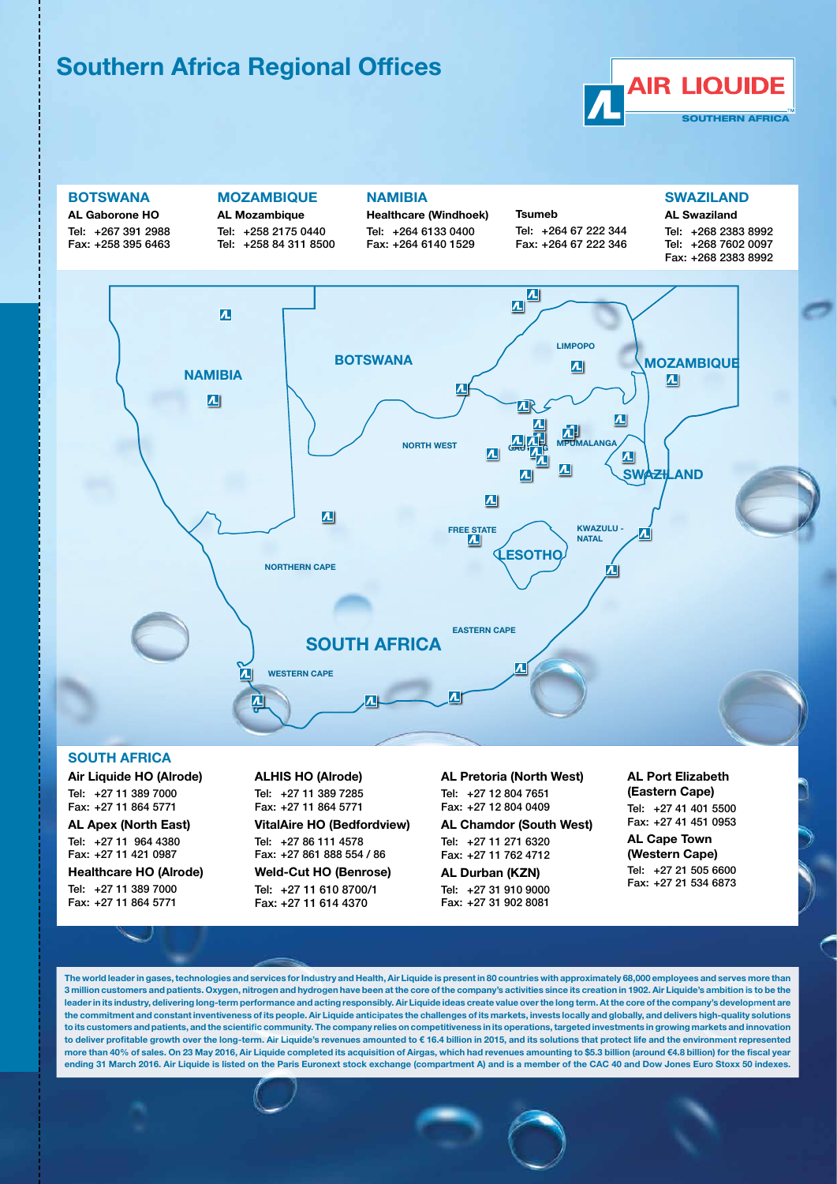# Southern Africa Regional Offices

AIR LIQUIDE
SOUTHERN AFRICA

### BOTSWANA

**AL Gaborone HO**
Tel: +267 391 2988
Fax: +258 395 6463

### MOZAMBIQUE

**AL Mozambique**
Tel: +258 2175 0440
Tel: +258 84 311 8500

### NAMIBIA

**Healthcare (Windhoek)**
Tel: +264 6133 0400
Fax: +264 6140 1529

**Tsumeb**
Tel: +264 67 222 344
Fax: +264 67 222 346

### SWAZILAND

**AL Swaziland**
Tel: +268 2383 8992
Tel: +268 7602 0097
Fax: +268 2383 8992

NAMIBIA
BOTSWANA
LIMPOPO
MOZAMBIQUE
NORTH WEST
GAUTENG
MPUMALANGA
SWAZILAND
FREE STATE
KWAZULU - NATAL
LESOTHO
NORTHERN CAPE
EASTERN CAPE
SOUTH AFRICA
WESTERN CAPE

### SOUTH AFRICA

**Air Liquide HO (Alrode)**
Tel: +27 11 389 7000
Fax: +27 11 864 5771

**AL Apex (North East)**
Tel: +27 11 964 4380
Fax: +27 11 421 0987

**Healthcare HO (Alrode)**
Tel: +27 11 389 7000
Fax: +27 11 864 5771

**ALHIS HO (Alrode)**
Tel: +27 11 389 7285
Fax: +27 11 864 5771

**VitalAire HO (Bedfordview)**
Tel: +27 86 111 4578
Fax: +27 861 888 554 / 86

**Weld-Cut HO (Benrose)**
Tel: +27 11 610 8700/1
Fax: +27 11 614 4370

**AL Pretoria (North West)**
Tel: +27 12 804 7651
Fax: +27 12 804 0409

**AL Chamdor (South West)**
Tel: +27 11 271 6320
Fax: +27 11 762 4712

**AL Durban (KZN)**
Tel: +27 31 910 9000
Fax: +27 31 902 8081

**AL Port Elizabeth (Eastern Cape)**
Tel: +27 41 401 5500
Fax: +27 41 451 0953

**AL Cape Town (Western Cape)**
Tel: +27 21 505 6600
Fax: +27 21 534 6873

**The world leader in gases, technologies and services for Industry and Health, Air Liquide is present in 80 countries with approximately 68,000 employees and serves more than 3 million customers and patients. Oxygen, nitrogen and hydrogen have been at the core of the company's activities since its creation in 1902. Air Liquide's ambition is to be the leader in its industry, delivering long-term performance and acting responsibly. Air Liquide ideas create value over the long term. At the core of the company's development are the commitment and constant inventiveness of its people. Air Liquide anticipates the challenges of its markets, invests locally and globally, and delivers high-quality solutions to its customers and patients, and the scientific community. The company relies on competitiveness in its operations, targeted investments in growing markets and innovation to deliver profitable growth over the long-term. Air Liquide's revenues amounted to € 16.4 billion in 2015, and its solutions that protect life and the environment represented more than 40% of sales. On 23 May 2016, Air Liquide completed its acquisition of Airgas, which had revenues amounting to $5.3 billion (around €4.8 billion) for the fiscal year ending 31 March 2016. Air Liquide is listed on the Paris Euronext stock exchange (compartment A) and is a member of the CAC 40 and Dow Jones Euro Stoxx 50 indexes.**